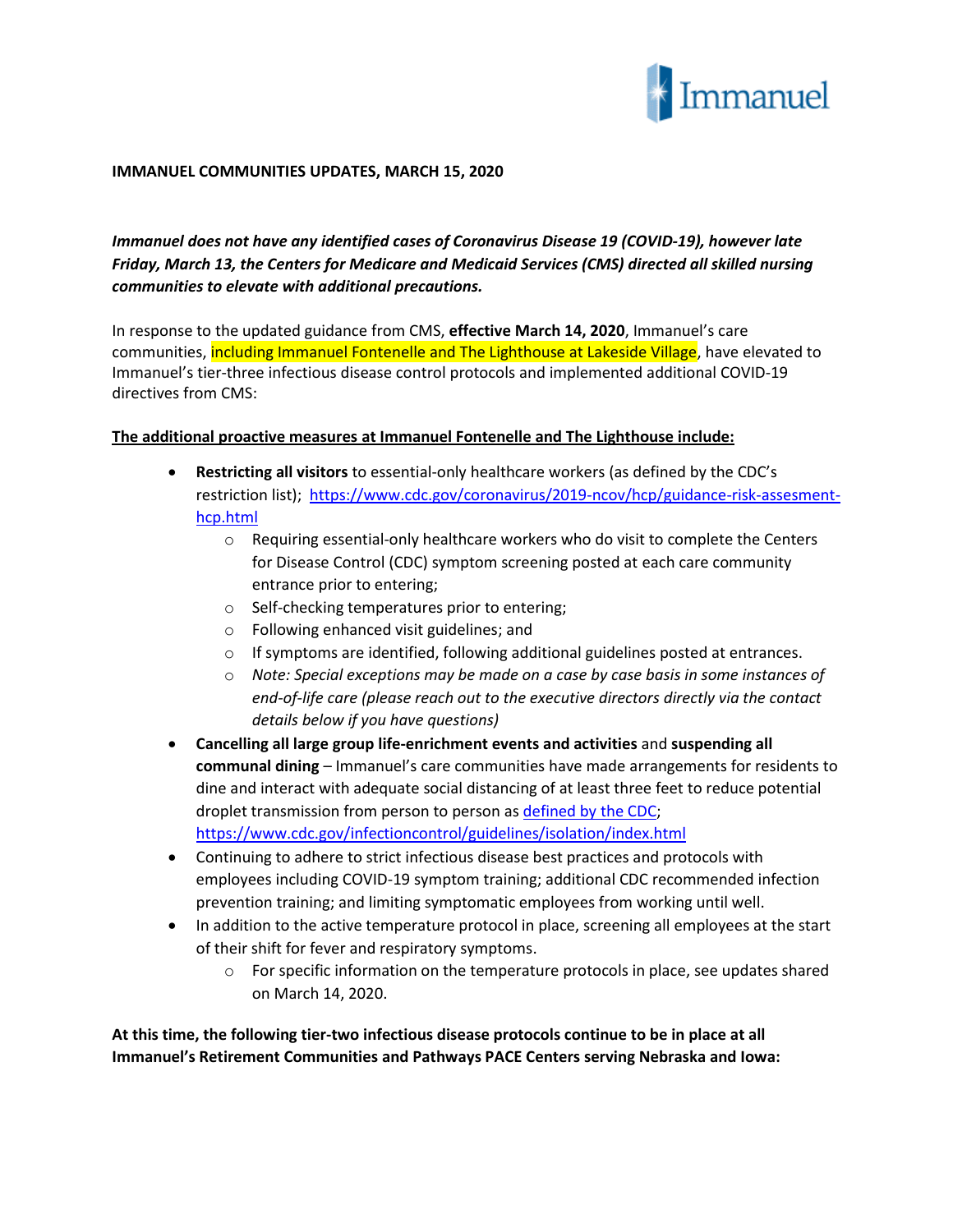## IMMANUEL COMMUNITIES UPDATES, MARCH 15, 2020

***Immanuel does not have any identified cases of Coronavirus Disease 19 (COVID-19), however late Friday, March 13, the Centers for Medicare and Medicaid Services (CMS) directed all skilled nursing communities to elevate with additional precautions.***

In response to the updated guidance from CMS, **effective March 14, 2020**, Immanuel's care communities, including Immanuel Fontenelle and The Lighthouse at Lakeside Village, have elevated to Immanuel's tier-three infectious disease control protocols and implemented additional COVID-19 directives from CMS:

**The additional proactive measures at Immanuel Fontenelle and The Lighthouse include:**

- **Restricting all visitors** to essential-only healthcare workers (as defined by the CDC's restriction list); https://www.cdc.gov/coronavirus/2019-ncov/hcp/guidance-risk-assesment-hcp.html
    - Requiring essential-only healthcare workers who do visit to complete the Centers for Disease Control (CDC) symptom screening posted at each care community entrance prior to entering;
    - Self-checking temperatures prior to entering;
    - Following enhanced visit guidelines; and
    - If symptoms are identified, following additional guidelines posted at entrances.
    - *Note: Special exceptions may be made on a case by case basis in some instances of end-of-life care (please reach out to the executive directors directly via the contact details below if you have questions)*
- **Cancelling all large group life-enrichment events and activities** and **suspending all communal dining** – Immanuel's care communities have made arrangements for residents to dine and interact with adequate social distancing of at least three feet to reduce potential droplet transmission from person to person as defined by the CDC; https://www.cdc.gov/infectioncontrol/guidelines/isolation/index.html
- Continuing to adhere to strict infectious disease best practices and protocols with employees including COVID-19 symptom training; additional CDC recommended infection prevention training; and limiting symptomatic employees from working until well.
- In addition to the active temperature protocol in place, screening all employees at the start of their shift for fever and respiratory symptoms.
    - For specific information on the temperature protocols in place, see updates shared on March 14, 2020.

**At this time, the following tier-two infectious disease protocols continue to be in place at all Immanuel's Retirement Communities and Pathways PACE Centers serving Nebraska and Iowa:**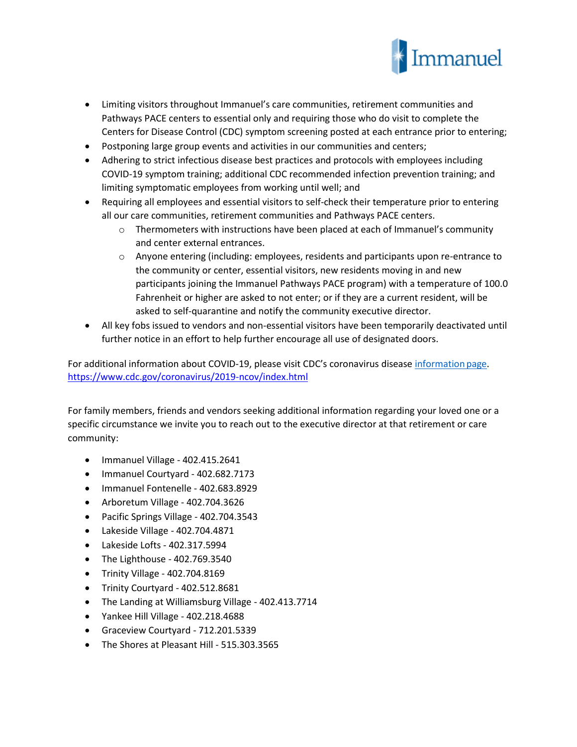- Limiting visitors throughout Immanuel's care communities, retirement communities and Pathways PACE centers to essential only and requiring those who do visit to complete the Centers for Disease Control (CDC) symptom screening posted at each entrance prior to entering;
- Postponing large group events and activities in our communities and centers;
- Adhering to strict infectious disease best practices and protocols with employees including COVID-19 symptom training; additional CDC recommended infection prevention training; and limiting symptomatic employees from working until well; and
- Requiring all employees and essential visitors to self-check their temperature prior to entering all our care communities, retirement communities and Pathways PACE centers.
  - Thermometers with instructions have been placed at each of Immanuel's community and center external entrances.
  - Anyone entering (including: employees, residents and participants upon re-entrance to the community or center, essential visitors, new residents moving in and new participants joining the Immanuel Pathways PACE program) with a temperature of 100.0 Fahrenheit or higher are asked to not enter; or if they are a current resident, will be asked to self-quarantine and notify the community executive director.
- All key fobs issued to vendors and non-essential visitors have been temporarily deactivated until further notice in an effort to help further encourage all use of designated doors.

For additional information about COVID-19, please visit CDC's coronavirus disease [information page](https://www.cdc.gov/coronavirus/2019-ncov/index.html). https://www.cdc.gov/coronavirus/2019-ncov/index.html

For family members, friends and vendors seeking additional information regarding your loved one or a specific circumstance we invite you to reach out to the executive director at that retirement or care community:

- Immanuel Village - 402.415.2641
- Immanuel Courtyard - 402.682.7173
- Immanuel Fontenelle - 402.683.8929
- Arboretum Village - 402.704.3626
- Pacific Springs Village - 402.704.3543
- Lakeside Village - 402.704.4871
- Lakeside Lofts - 402.317.5994
- The Lighthouse - 402.769.3540
- Trinity Village - 402.704.8169
- Trinity Courtyard - 402.512.8681
- The Landing at Williamsburg Village - 402.413.7714
- Yankee Hill Village - 402.218.4688
- Graceview Courtyard - 712.201.5339
- The Shores at Pleasant Hill - 515.303.3565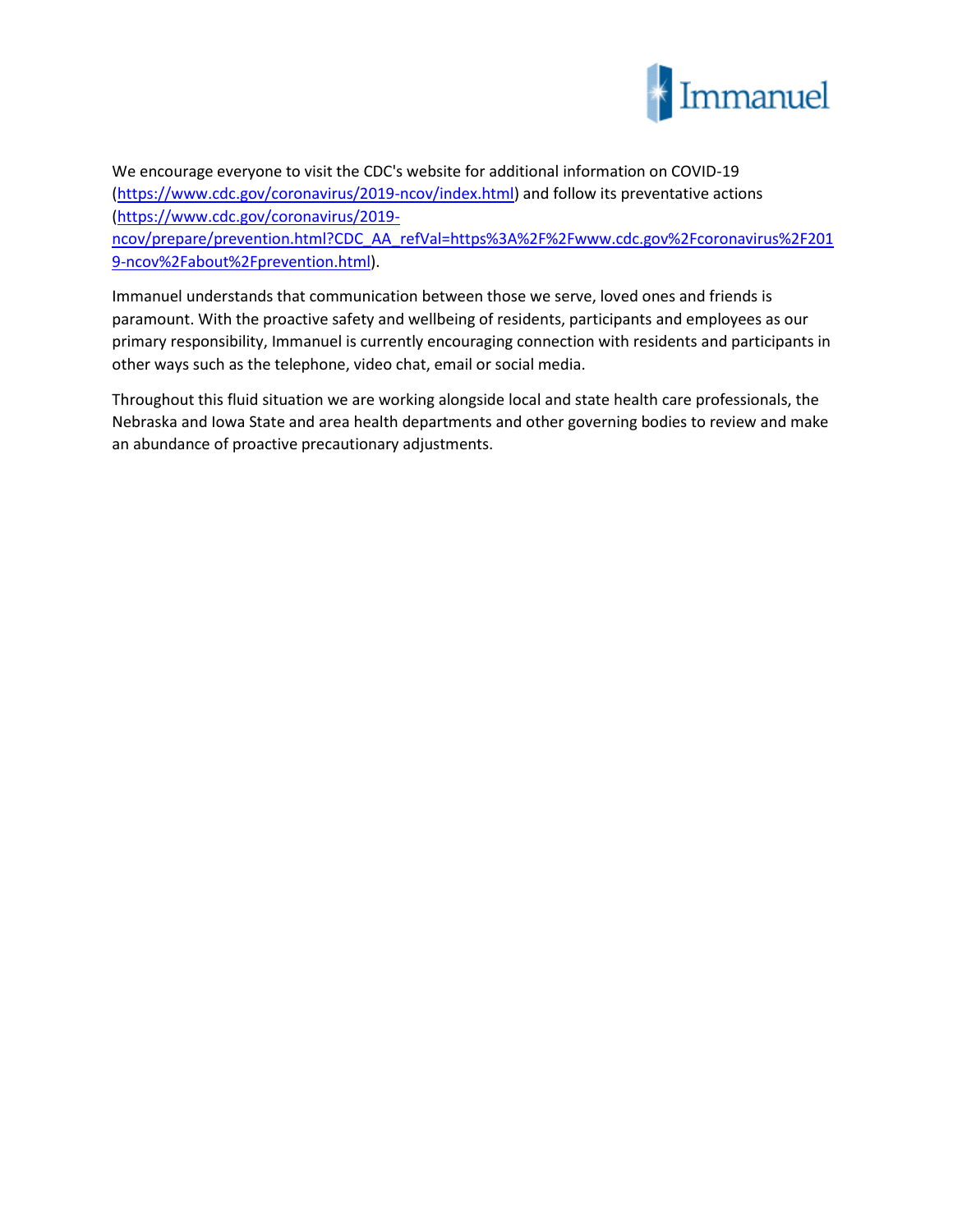We encourage everyone to visit the CDC's website for additional information on COVID-19 (https://www.cdc.gov/coronavirus/2019-ncov/index.html) and follow its preventative actions (https://www.cdc.gov/coronavirus/2019-ncov/prepare/prevention.html?CDC_AA_refVal=https%3A%2F%2Fwww.cdc.gov%2Fcoronavirus%2F2019-ncov%2Fabout%2Fprevention.html).

Immanuel understands that communication between those we serve, loved ones and friends is paramount. With the proactive safety and wellbeing of residents, participants and employees as our primary responsibility, Immanuel is currently encouraging connection with residents and participants in other ways such as the telephone, video chat, email or social media.

Throughout this fluid situation we are working alongside local and state health care professionals, the Nebraska and Iowa State and area health departments and other governing bodies to review and make an abundance of proactive precautionary adjustments.